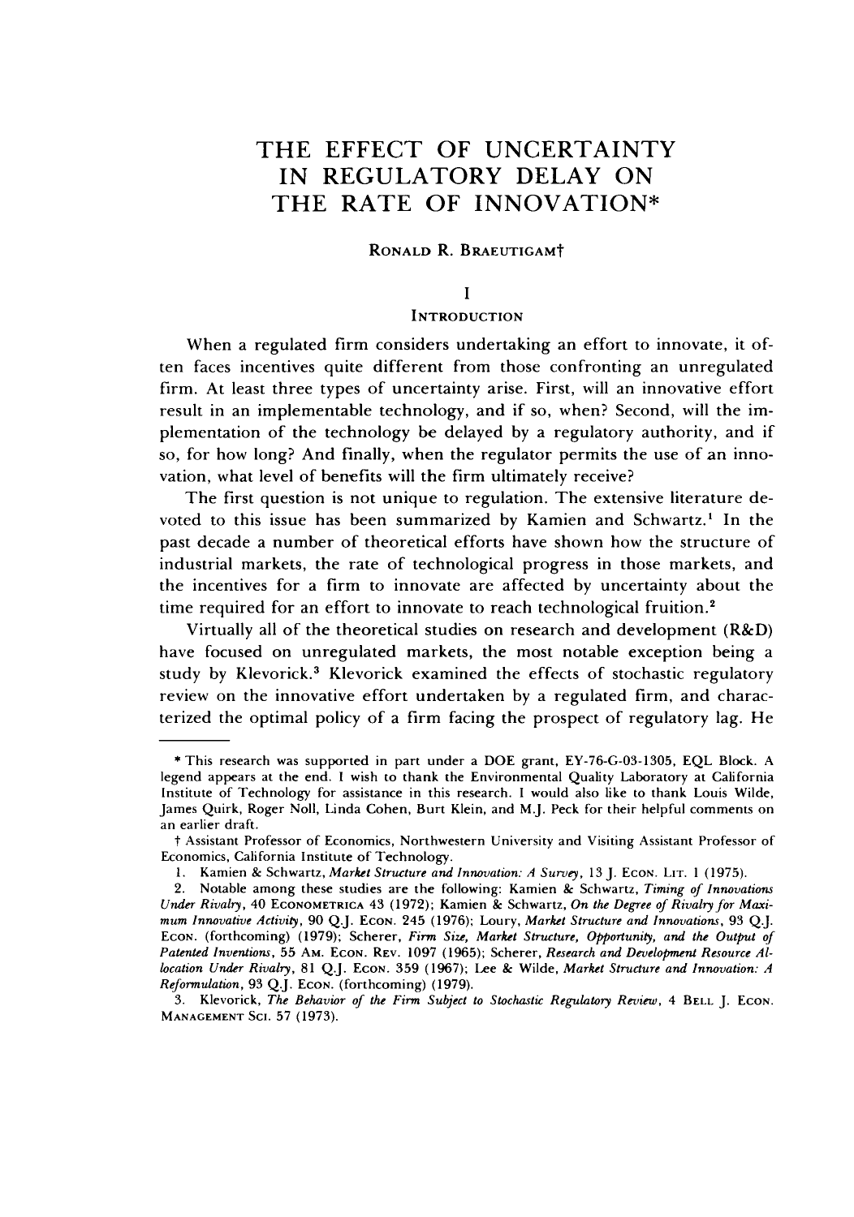# THE EFFECT OF UNCERTAINTY IN REGULATORY DELAY ON THE RATE OF INNOVATION*

RONALD R. BRAEUTIGAM†

## I

### INTRODUCTION

When a regulated firm considers undertaking an effort to innovate, it often faces incentives quite different from those confronting an unregulated firm. At least three types of uncertainty arise. First, will an innovative effort result in an implementable technology, and if so, when? Second, will the implementation of the technology be delayed by a regulatory authority, and if so, for how long? And finally, when the regulator permits the use of an innovation, what level of benefits will the firm ultimately receive?

The first question is not unique to regulation. The extensive literature devoted to this issue has been summarized by Kamien and Schwartz.[1] In the past decade a number of theoretical efforts have shown how the structure of industrial markets, the rate of technological progress in those markets, and the incentives for a firm to innovate are affected by uncertainty about the time required for an effort to innovate to reach technological fruition.[2]

Virtually all of the theoretical studies on research and development (R&D) have focused on unregulated markets, the most notable exception being a study by Klevorick.[3] Klevorick examined the effects of stochastic regulatory review on the innovative effort undertaken by a regulated firm, and characterized the optimal policy of a firm facing the prospect of regulatory lag. He

---

\* This research was supported in part under a DOE grant, EY-76-G-03-1305, EQL Block. A legend appears at the end. I wish to thank the Environmental Quality Laboratory at California Institute of Technology for assistance in this research. I would also like to thank Louis Wilde, James Quirk, Roger Noll, Linda Cohen, Burt Klein, and M.J. Peck for their helpful comments on an earlier draft.

† Assistant Professor of Economics, Northwestern University and Visiting Assistant Professor of Economics, California Institute of Technology.

1. Kamien & Schwartz, *Market Structure and Innovation: A Survey*, 13 J. ECON. LIT. 1 (1975).

2. Notable among these studies are the following: Kamien & Schwartz, *Timing of Innovations Under Rivalry*, 40 ECONOMETRICA 43 (1972); Kamien & Schwartz, *On the Degree of Rivalry for Maximum Innovative Activity*, 90 Q.J. ECON. 245 (1976); Loury, *Market Structure and Innovations*, 93 Q.J. ECON. (forthcoming) (1979); Scherer, *Firm Size, Market Structure, Opportunity, and the Output of Patented Inventions*, 55 AM. ECON. REV. 1097 (1965); Scherer, *Research and Development Resource Allocation Under Rivalry*, 81 Q.J. ECON. 359 (1967); Lee & Wilde, *Market Structure and Innovation: A Reformulation*, 93 Q.J. ECON. (forthcoming) (1979).

3. Klevorick, *The Behavior of the Firm Subject to Stochastic Regulatory Review*, 4 BELL J. ECON. MANAGEMENT SCI. 57 (1973).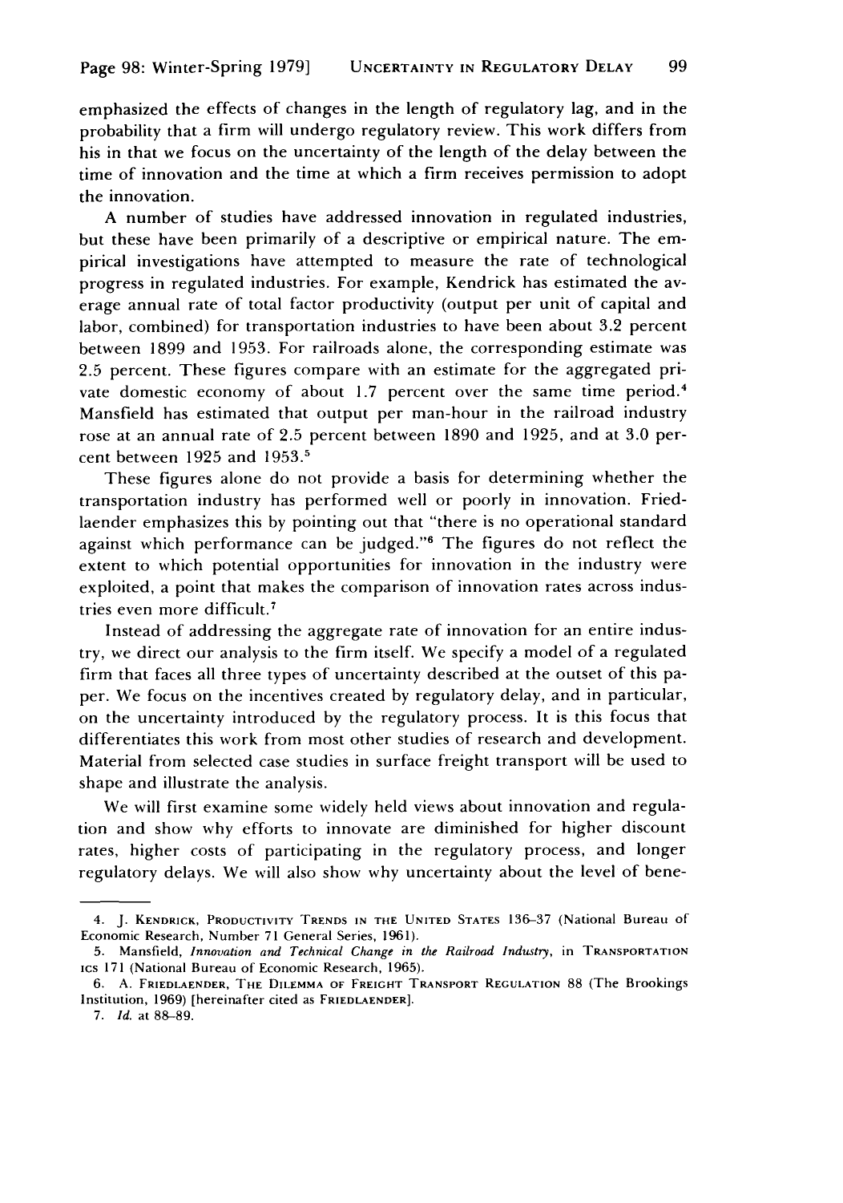emphasized the effects of changes in the length of regulatory lag, and in the probability that a firm will undergo regulatory review. This work differs from his in that we focus on the uncertainty of the length of the delay between the time of innovation and the time at which a firm receives permission to adopt the innovation.

A number of studies have addressed innovation in regulated industries, but these have been primarily of a descriptive or empirical nature. The empirical investigations have attempted to measure the rate of technological progress in regulated industries. For example, Kendrick has estimated the average annual rate of total factor productivity (output per unit of capital and labor, combined) for transportation industries to have been about 3.2 percent between 1899 and 1953. For railroads alone, the corresponding estimate was 2.5 percent. These figures compare with an estimate for the aggregated private domestic economy of about 1.7 percent over the same time period.[4] Mansfield has estimated that output per man-hour in the railroad industry rose at an annual rate of 2.5 percent between 1890 and 1925, and at 3.0 percent between 1925 and 1953.[5]

These figures alone do not provide a basis for determining whether the transportation industry has performed well or poorly in innovation. Friedlaender emphasizes this by pointing out that "there is no operational standard against which performance can be judged."[6] The figures do not reflect the extent to which potential opportunities for innovation in the industry were exploited, a point that makes the comparison of innovation rates across industries even more difficult.[7]

Instead of addressing the aggregate rate of innovation for an entire industry, we direct our analysis to the firm itself. We specify a model of a regulated firm that faces all three types of uncertainty described at the outset of this paper. We focus on the incentives created by regulatory delay, and in particular, on the uncertainty introduced by the regulatory process. It is this focus that differentiates this work from most other studies of research and development. Material from selected case studies in surface freight transport will be used to shape and illustrate the analysis.

We will first examine some widely held views about innovation and regulation and show why efforts to innovate are diminished for higher discount rates, higher costs of participating in the regulatory process, and longer regulatory delays. We will also show why uncertainty about the level of bene-

---

4. J. Kendrick, Productivity Trends in the United States 136–37 (National Bureau of Economic Research, Number 71 General Series, 1961).

5. Mansfield, *Innovation and Technical Change in the Railroad Industry*, in Transportation ics 171 (National Bureau of Economic Research, 1965).

6. A. Friedlaender, The Dilemma of Freight Transport Regulation 88 (The Brookings Institution, 1969) [hereinafter cited as Friedlaender].

7. *Id.* at 88–89.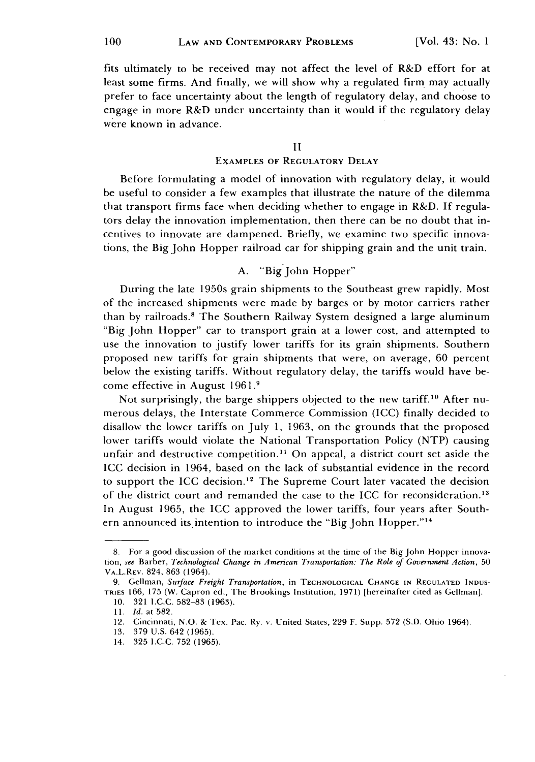fits ultimately to be received may not affect the level of R&D effort for at least some firms. And finally, we will show why a regulated firm may actually prefer to face uncertainty about the length of regulatory delay, and choose to engage in more R&D under uncertainty than it would if the regulatory delay were known in advance.

## II

## EXAMPLES OF REGULATORY DELAY

Before formulating a model of innovation with regulatory delay, it would be useful to consider a few examples that illustrate the nature of the dilemma that transport firms face when deciding whether to engage in R&D. If regulators delay the innovation implementation, then there can be no doubt that incentives to innovate are dampened. Briefly, we examine two specific innovations, the Big John Hopper railroad car for shipping grain and the unit train.

### A. "Big John Hopper"

During the late 1950s grain shipments to the Southeast grew rapidly. Most of the increased shipments were made by barges or by motor carriers rather than by railroads.[8] The Southern Railway System designed a large aluminum "Big John Hopper" car to transport grain at a lower cost, and attempted to use the innovation to justify lower tariffs for its grain shipments. Southern proposed new tariffs for grain shipments that were, on average, 60 percent below the existing tariffs. Without regulatory delay, the tariffs would have become effective in August 1961.[9]

Not surprisingly, the barge shippers objected to the new tariff.[10] After numerous delays, the Interstate Commerce Commission (ICC) finally decided to disallow the lower tariffs on July 1, 1963, on the grounds that the proposed lower tariffs would violate the National Transportation Policy (NTP) causing unfair and destructive competition.[11] On appeal, a district court set aside the ICC decision in 1964, based on the lack of substantial evidence in the record to support the ICC decision.[12] The Supreme Court later vacated the decision of the district court and remanded the case to the ICC for reconsideration.[13] In August 1965, the ICC approved the lower tariffs, four years after Southern announced its intention to introduce the "Big John Hopper."[14]

---

8. For a good discussion of the market conditions at the time of the Big John Hopper innovation, *see* Barber, *Technological Change in American Transportation: The Role of Government Action*, 50 VA.L.REV. 824, 863 (1964).

9. Gellman, *Surface Freight Transportation*, in TECHNOLOGICAL CHANGE IN REGULATED INDUSTRIES 166, 175 (W. Capron ed., The Brookings Institution, 1971) [hereinafter cited as Gellman].

10. 321 I.C.C. 582–83 (1963).

11. *Id.* at 582.

12. Cincinnati, N.O. & Tex. Pac. Ry. v. United States, 229 F. Supp. 572 (S.D. Ohio 1964).

13. 379 U.S. 642 (1965).

14. 325 I.C.C. 752 (1965).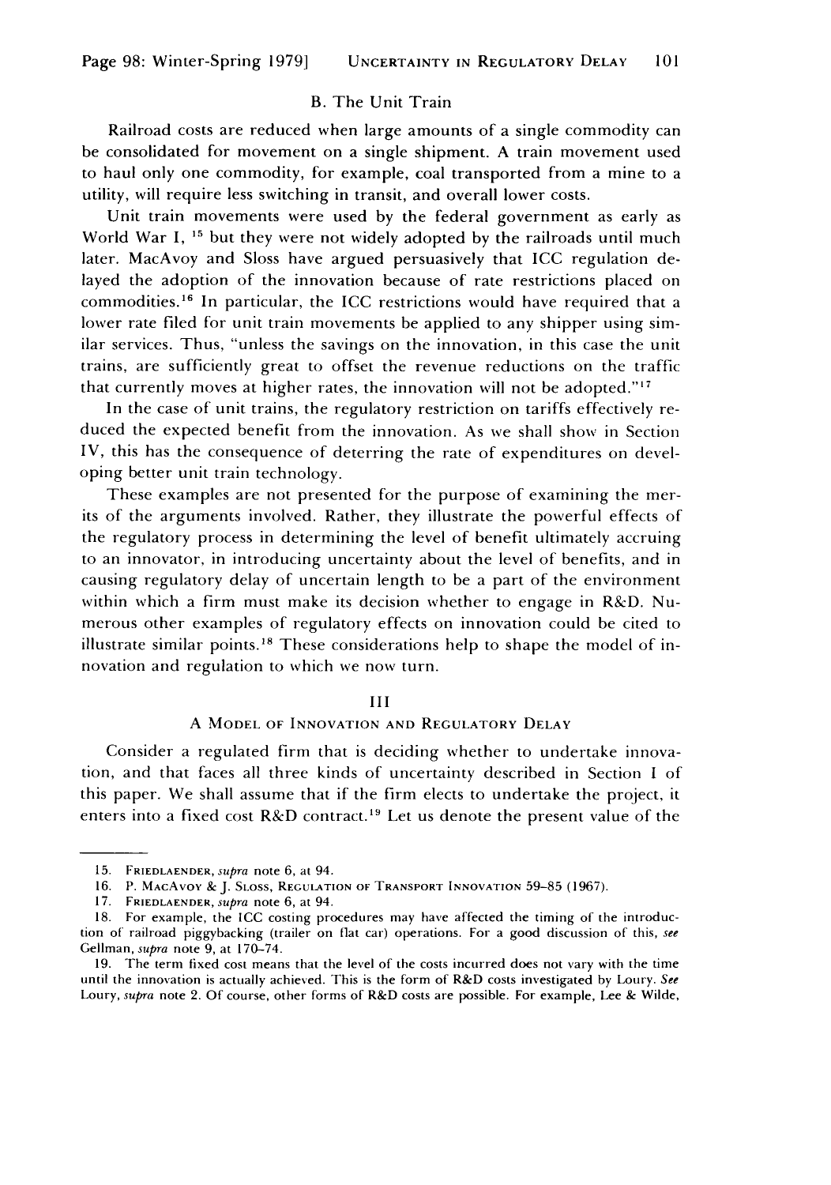### B. The Unit Train

Railroad costs are reduced when large amounts of a single commodity can be consolidated for movement on a single shipment. A train movement used to haul only one commodity, for example, coal transported from a mine to a utility, will require less switching in transit, and overall lower costs.

Unit train movements were used by the federal government as early as World War I, [15] but they were not widely adopted by the railroads until much later. MacAvoy and Sloss have argued persuasively that ICC regulation delayed the adoption of the innovation because of rate restrictions placed on commodities.[16] In particular, the ICC restrictions would have required that a lower rate filed for unit train movements be applied to any shipper using similar services. Thus, "unless the savings on the innovation, in this case the unit trains, are sufficiently great to offset the revenue reductions on the traffic that currently moves at higher rates, the innovation will not be adopted."[17]

In the case of unit trains, the regulatory restriction on tariffs effectively reduced the expected benefit from the innovation. As we shall show in Section IV, this has the consequence of deterring the rate of expenditures on developing better unit train technology.

These examples are not presented for the purpose of examining the merits of the arguments involved. Rather, they illustrate the powerful effects of the regulatory process in determining the level of benefit ultimately accruing to an innovator, in introducing uncertainty about the level of benefits, and in causing regulatory delay of uncertain length to be a part of the environment within which a firm must make its decision whether to engage in R&D. Numerous other examples of regulatory effects on innovation could be cited to illustrate similar points.[18] These considerations help to shape the model of innovation and regulation to which we now turn.

## III

## A Model of Innovation and Regulatory Delay

Consider a regulated firm that is deciding whether to undertake innovation, and that faces all three kinds of uncertainty described in Section I of this paper. We shall assume that if the firm elects to undertake the project, it enters into a fixed cost R&D contract.[19] Let us denote the present value of the

---

15. Friedlaender, *supra* note 6, at 94.

16. P. MacAvoy & J. Sloss, Regulation of Transport Innovation 59–85 (1967).

17. Friedlaender, *supra* note 6, at 94.

18. For example, the ICC costing procedures may have affected the timing of the introduction of railroad piggybacking (trailer on flat car) operations. For a good discussion of this, *see* Gellman, *supra* note 9, at 170–74.

19. The term fixed cost means that the level of the costs incurred does not vary with the time until the innovation is actually achieved. This is the form of R&D costs investigated by Loury. *See* Loury, *supra* note 2. Of course, other forms of R&D costs are possible. For example, Lee & Wilde,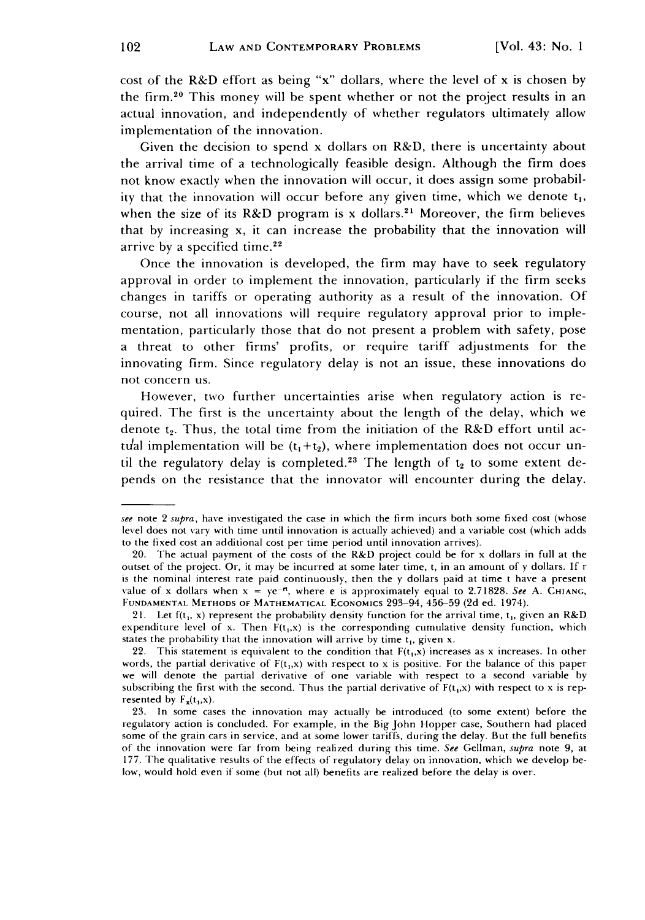cost of the R&D effort as being "x" dollars, where the level of x is chosen by the firm.[20] This money will be spent whether or not the project results in an actual innovation, and independently of whether regulators ultimately allow implementation of the innovation.

Given the decision to spend x dollars on R&D, there is uncertainty about the arrival time of a technologically feasible design. Although the firm does not know exactly when the innovation will occur, it does assign some probability that the innovation will occur before any given time, which we denote $t_1$, when the size of its R&D program is x dollars.[21] Moreover, the firm believes that by increasing x, it can increase the probability that the innovation will arrive by a specified time.[22]

Once the innovation is developed, the firm may have to seek regulatory approval in order to implement the innovation, particularly if the firm seeks changes in tariffs or operating authority as a result of the innovation. Of course, not all innovations will require regulatory approval prior to implementation, particularly those that do not present a problem with safety, pose a threat to other firms' profits, or require tariff adjustments for the innovating firm. Since regulatory delay is not an issue, these innovations do not concern us.

However, two further uncertainties arise when regulatory action is required. The first is the uncertainty about the length of the delay, which we denote $t_2$. Thus, the total time from the initiation of the R&D effort until actual implementation will be $(t_1+t_2)$, where implementation does not occur until the regulatory delay is completed.[23] The length of $t_2$ to some extent depends on the resistance that the innovator will encounter during the delay.

---

*see* note 2 *supra*, have investigated the case in which the firm incurs both some fixed cost (whose level does not vary with time until innovation is actually achieved) and a variable cost (which adds to the fixed cost an additional cost per time period until innovation arrives).

20. The actual payment of the costs of the R&D project could be for x dollars in full at the outset of the project. Or, it may be incurred at some later time, t, in an amount of y dollars. If r is the nominal interest rate paid continuously, then the y dollars paid at time t have a present value of x dollars when $x = ye^{-rt}$, where e is approximately equal to 2.71828. *See* A. CHIANG, FUNDAMENTAL METHODS OF MATHEMATICAL ECONOMICS 293–94, 456–59 (2d ed. 1974).

21. Let $f(t_1, x)$ represent the probability density function for the arrival time, $t_1$, given an R&D expenditure level of x. Then $F(t_1,x)$ is the corresponding cumulative density function, which states the probability that the innovation will arrive by time $t_1$, given x.

22. This statement is equivalent to the condition that $F(t_1,x)$ increases as x increases. In other words, the partial derivative of $F(t_1,x)$ with respect to x is positive. For the balance of this paper we will denote the partial derivative of one variable with respect to a second variable by subscribing the first with the second. Thus the partial derivative of $F(t_1,x)$ with respect to x is represented by $F_x(t_1,x)$.

23. In some cases the innovation may actually be introduced (to some extent) before the regulatory action is concluded. For example, in the Big John Hopper case, Southern had placed some of the grain cars in service, and at some lower tariffs, during the delay. But the full benefits of the innovation were far from being realized during this time. *See* Gellman, *supra* note 9, at 177. The qualitative results of the effects of regulatory delay on innovation, which we develop below, would hold even if some (but not all) benefits are realized before the delay is over.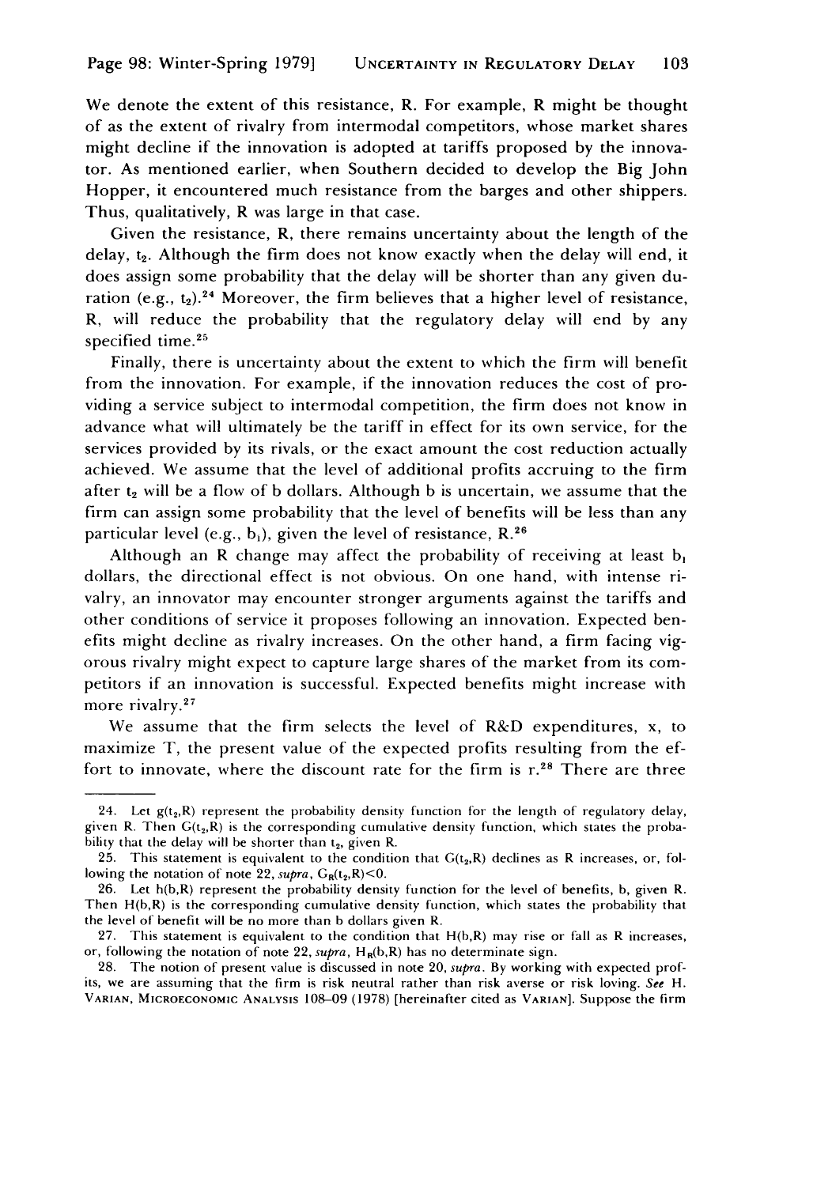We denote the extent of this resistance, R. For example, R might be thought of as the extent of rivalry from intermodal competitors, whose market shares might decline if the innovation is adopted at tariffs proposed by the innovator. As mentioned earlier, when Southern decided to develop the Big John Hopper, it encountered much resistance from the barges and other shippers. Thus, qualitatively, R was large in that case.

Given the resistance, R, there remains uncertainty about the length of the delay, $t_2$. Although the firm does not know exactly when the delay will end, it does assign some probability that the delay will be shorter than any given duration (e.g., $t_2$).[24] Moreover, the firm believes that a higher level of resistance, R, will reduce the probability that the regulatory delay will end by any specified time.[25]

Finally, there is uncertainty about the extent to which the firm will benefit from the innovation. For example, if the innovation reduces the cost of providing a service subject to intermodal competition, the firm does not know in advance what will ultimately be the tariff in effect for its own service, for the services provided by its rivals, or the exact amount the cost reduction actually achieved. We assume that the level of additional profits accruing to the firm after $t_2$ will be a flow of b dollars. Although b is uncertain, we assume that the firm can assign some probability that the level of benefits will be less than any particular level (e.g., $b_1$), given the level of resistance, R.[26]

Although an R change may affect the probability of receiving at least $b_1$ dollars, the directional effect is not obvious. On one hand, with intense rivalry, an innovator may encounter stronger arguments against the tariffs and other conditions of service it proposes following an innovation. Expected benefits might decline as rivalry increases. On the other hand, a firm facing vigorous rivalry might expect to capture large shares of the market from its competitors if an innovation is successful. Expected benefits might increase with more rivalry.[27]

We assume that the firm selects the level of R&D expenditures, x, to maximize T, the present value of the expected profits resulting from the effort to innovate, where the discount rate for the firm is r.[28] There are three

---

24. Let $g(t_2,R)$ represent the probability density function for the length of regulatory delay, given R. Then $G(t_2,R)$ is the corresponding cumulative density function, which states the probability that the delay will be shorter than $t_2$, given R.

25. This statement is equivalent to the condition that $G(t_2,R)$ declines as R increases, or, following the notation of note 22, *supra*, $G_R(t_2,R)<0$.

26. Let $h(b,R)$ represent the probability density function for the level of benefits, b, given R. Then $H(b,R)$ is the corresponding cumulative density function, which states the probability that the level of benefit will be no more than b dollars given R.

27. This statement is equivalent to the condition that $H(b,R)$ may rise or fall as R increases, or, following the notation of note 22, *supra*, $H_R(b,R)$ has no determinate sign.

28. The notion of present value is discussed in note 20, *supra*. By working with expected profits, we are assuming that the firm is risk neutral rather than risk averse or risk loving. *See* H. VARIAN, MICROECONOMIC ANALYSIS 108–09 (1978) [hereinafter cited as VARIAN]. Suppose the firm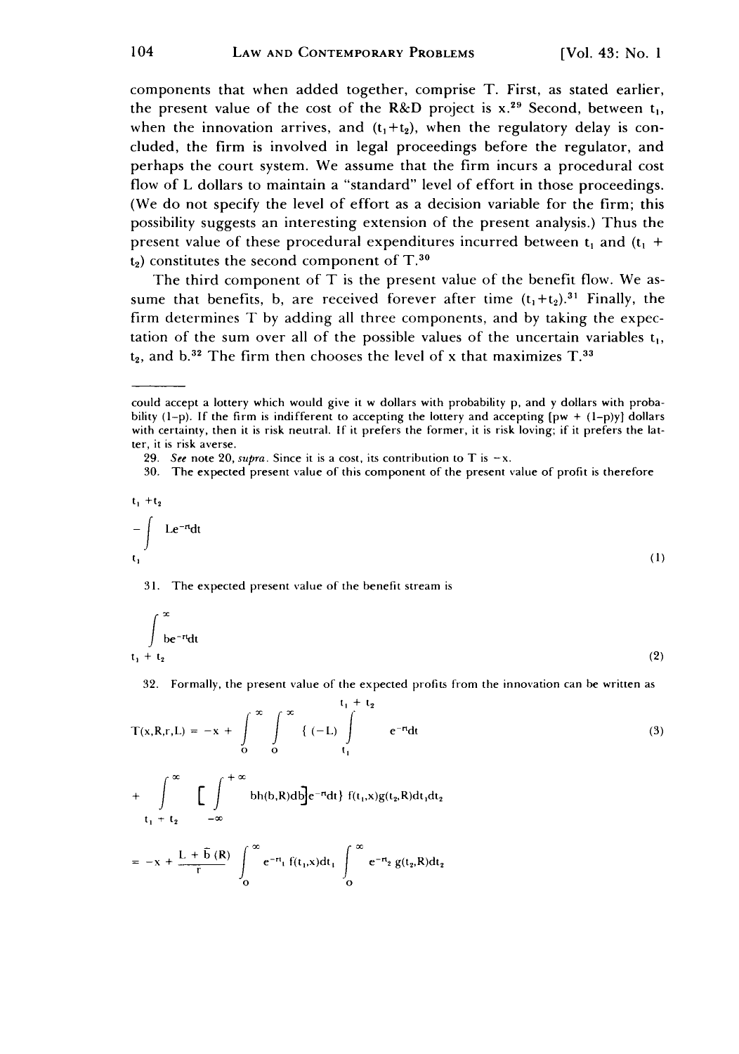components that when added together, comprise T. First, as stated earlier, the present value of the cost of the R&D project is x.[29] Second, between $t_1$, when the innovation arrives, and $(t_1+t_2)$, when the regulatory delay is concluded, the firm is involved in legal proceedings before the regulator, and perhaps the court system. We assume that the firm incurs a procedural cost flow of L dollars to maintain a "standard" level of effort in those proceedings. (We do not specify the level of effort as a decision variable for the firm; this possibility suggests an interesting extension of the present analysis.) Thus the present value of these procedural expenditures incurred between $t_1$ and $(t_1 + t_2)$ constitutes the second component of T.[30]

The third component of T is the present value of the benefit flow. We assume that benefits, b, are received forever after time $(t_1+t_2)$.[31] Finally, the firm determines T by adding all three components, and by taking the expectation of the sum over all of the possible values of the uncertain variables $t_1$, $t_2$, and b.[32] The firm then chooses the level of x that maximizes T.[33]

---

could accept a lottery which would give it w dollars with probability p, and y dollars with probability (1–p). If the firm is indifferent to accepting the lottery and accepting [pw + (1–p)y] dollars with certainty, then it is risk neutral. If it prefers the former, it is risk loving; if it prefers the latter, it is risk averse.

29. *See* note 20, *supra*. Since it is a cost, its contribution to T is $-x$.

30. The expected present value of this component of the present value of profit is therefore

$$-\int_{t_1}^{t_1+t_2} Le^{-rt}dt \tag{1}$$

31. The expected present value of the benefit stream is

$$\int_{t_1+t_2}^{\infty} be^{-rt}dt \tag{2}$$

32. Formally, the present value of the expected profits from the innovation can be written as

$$T(x,R,r,L) = -x + \int_0^{\infty}\int_0^{\infty} \{ (-L) \int_{t_1}^{t_1+t_2} e^{-rt}dt \tag{3}$$

$$+ \int_{t_1+t_2}^{\infty} \Big[ \int_{-\infty}^{+\infty} bh(b,R)db \Big] e^{-rt}dt\} \, f(t_1,x)g(t_2,R)dt_1dt_2$$

$$= -x + \frac{L + \bar{b}(R)}{r} \int_0^{\infty} e^{-rt_1} f(t_1,x)dt_1 \int_0^{\infty} e^{-rt_2} g(t_2,R)dt_2$$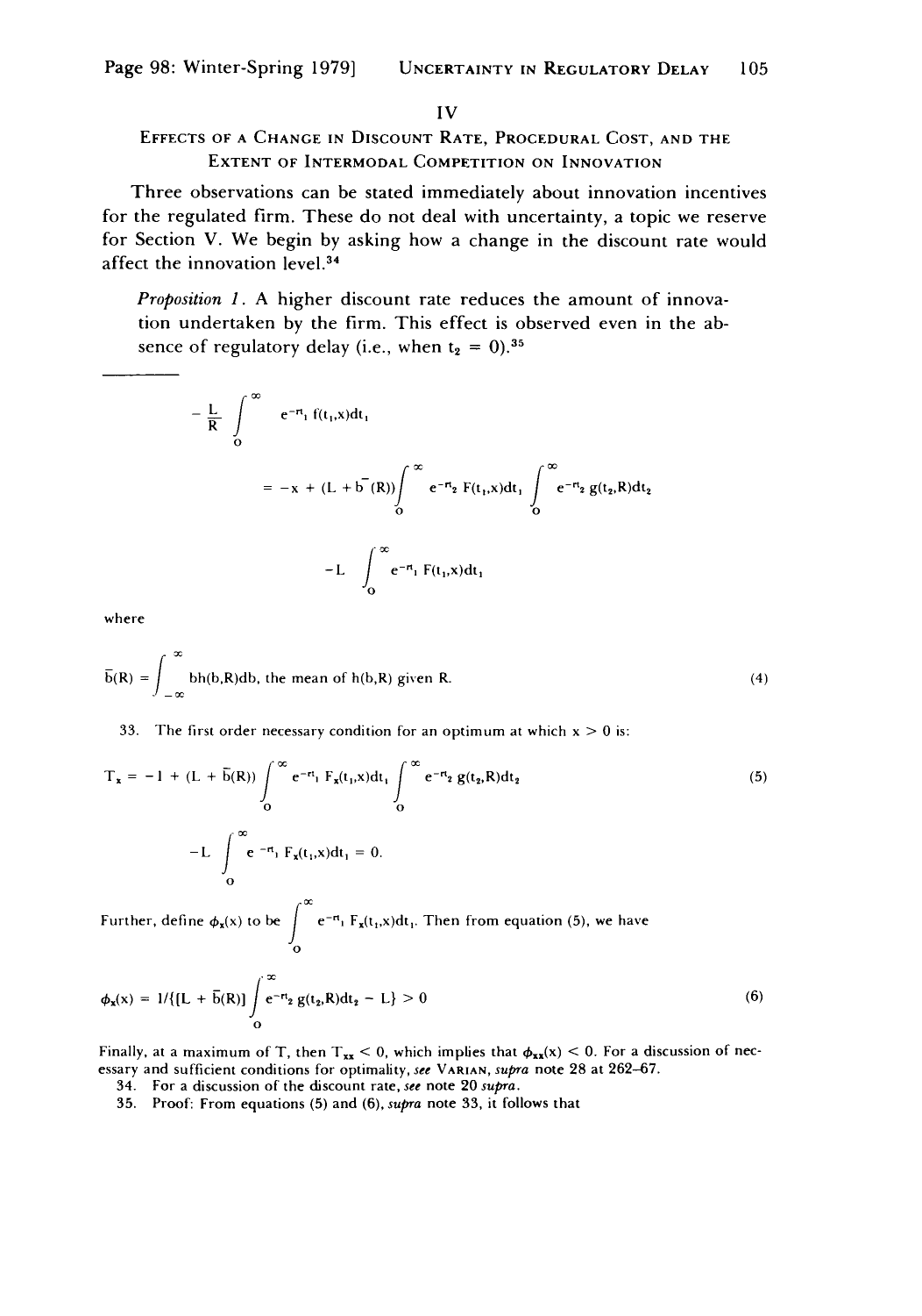## IV

### Effects of a Change in Discount Rate, Procedural Cost, and the Extent of Intermodal Competition on Innovation

Three observations can be stated immediately about innovation incentives for the regulated firm. These do not deal with uncertainty, a topic we reserve for Section V. We begin by asking how a change in the discount rate would affect the innovation level.[34]

*Proposition 1.* A higher discount rate reduces the amount of innovation undertaken by the firm. This effect is observed even in the absence of regulatory delay (i.e., when $t_2 = 0$).[35]

---

$$- \frac{L}{R} \int_0^\infty e^{-rt_1} f(t_1,x)dt_1$$

$$= -x + (L + \bar{b}(R)) \int_0^\infty e^{-rt_2} F(t_1,x)dt_1 \int_0^\infty e^{-rt_2} g(t_2,R)dt_2$$

$$- L \int_0^\infty e^{-rt_1} F(t_1,x)dt_1$$

where

$$\bar{b}(R) = \int_{-\infty}^{\infty} bh(b,R)db, \text{ the mean of } h(b,R) \text{ given } R. \tag{4}$$

33. The first order necessary condition for an optimum at which $x > 0$ is:

$$T_x = -1 + (L + \bar{b}(R)) \int_0^\infty e^{-rt_1} F_x(t_1,x)dt_1 \int_0^\infty e^{-rt_2} g(t_2,R)dt_2 \tag{5}$$

$$- L \int_0^\infty e^{-rt_1} F_x(t_1,x)dt_1 = 0.$$

Further, define $\phi_x(x)$ to be $\int_0^\infty e^{-rt_1} F_x(t_1,x)dt_1$. Then from equation (5), we have

$$\phi_x(x) = 1/\{[L + \bar{b}(R)] \int_0^\infty e^{-rt_2} g(t_2,R)dt_2 - L\} > 0 \tag{6}$$

Finally, at a maximum of T, then $T_{xx} < 0$, which implies that $\phi_{xx}(x) < 0$. For a discussion of necessary and sufficient conditions for optimality, *see* Varian, *supra* note 28 at 262–67.

34. For a discussion of the discount rate, *see* note 20 *supra*.

35. Proof: From equations (5) and (6), *supra* note 33, it follows that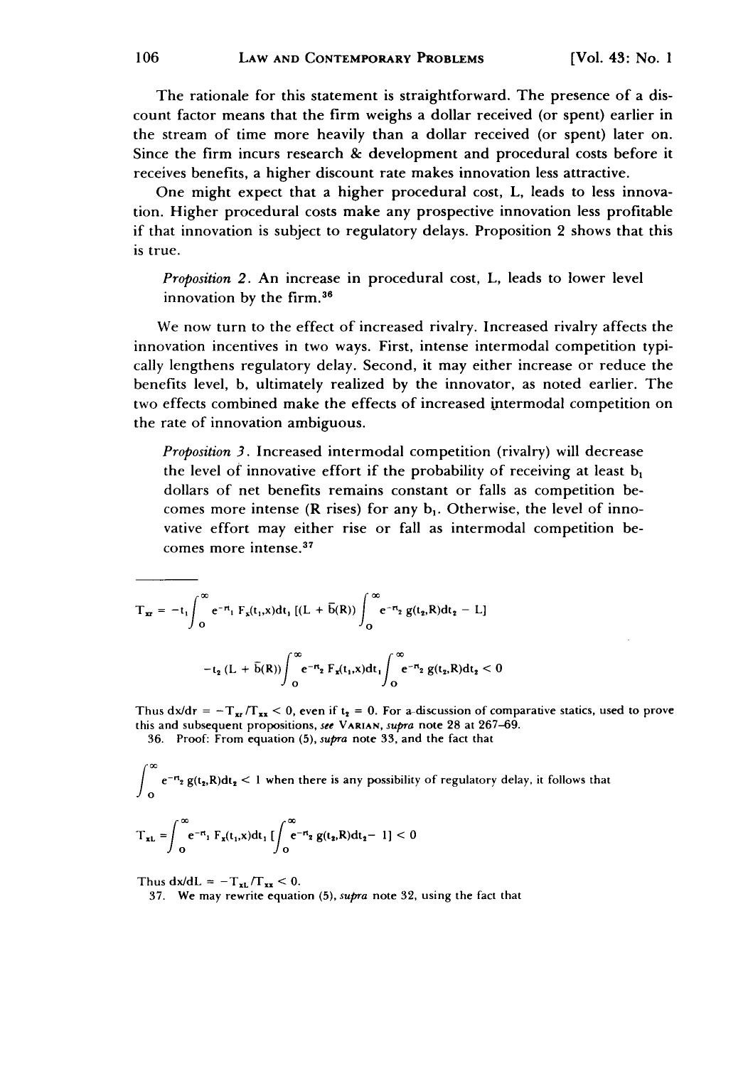The rationale for this statement is straightforward. The presence of a discount factor means that the firm weighs a dollar received (or spent) earlier in the stream of time more heavily than a dollar received (or spent) later on. Since the firm incurs research & development and procedural costs before it receives benefits, a higher discount rate makes innovation less attractive.

One might expect that a higher procedural cost, L, leads to less innovation. Higher procedural costs make any prospective innovation less profitable if that innovation is subject to regulatory delays. Proposition 2 shows that this is true.

> *Proposition 2*. An increase in procedural cost, L, leads to lower level innovation by the firm.[36]

We now turn to the effect of increased rivalry. Increased rivalry affects the innovation incentives in two ways. First, intense intermodal competition typically lengthens regulatory delay. Second, it may either increase or reduce the benefits level, b, ultimately realized by the innovator, as noted earlier. The two effects combined make the effects of increased intermodal competition on the rate of innovation ambiguous.

> *Proposition 3*. Increased intermodal competition (rivalry) will decrease the level of innovative effort if the probability of receiving at least $b_1$ dollars of net benefits remains constant or falls as competition becomes more intense (R rises) for any $b_1$. Otherwise, the level of innovative effort may either rise or fall as intermodal competition becomes more intense.[37]

---

$$T_{xr} = -t_1 \int_0^\infty e^{-rt_1} F_x(t_1,x)dt_1 \, [(L + \bar{b}(R)) \int_0^\infty e^{-rt_2} g(t_2,R)dt_2 - L]$$

$$-t_2 (L + \bar{b}(R)) \int_0^\infty e^{-rt_2} F_x(t_1,x)dt_1 \int_0^\infty e^{-rt_2} g(t_2,R)dt_2 < 0$$

Thus $dx/dr = -T_{xr}/T_{xx} < 0$, even if $t_2 = 0$. For a discussion of comparative statics, used to prove this and subsequent propositions, *see* VARIAN, *supra* note 28 at 267–69.

36. Proof: From equation (5), *supra* note 33, and the fact that

$$\int_0^\infty e^{-rt_2} g(t_2,R)dt_2 < 1$$ when there is any possibility of regulatory delay, it follows that

$$T_{xL} = \int_0^\infty e^{-rt_1} F_x(t_1,x)dt_1 \, [\int_0^\infty e^{-rt_2} g(t_2,R)dt_2 - 1] < 0$$

Thus $dx/dL = -T_{xL}/T_{xx} < 0$.

37. We may rewrite equation (5), *supra* note 32, using the fact that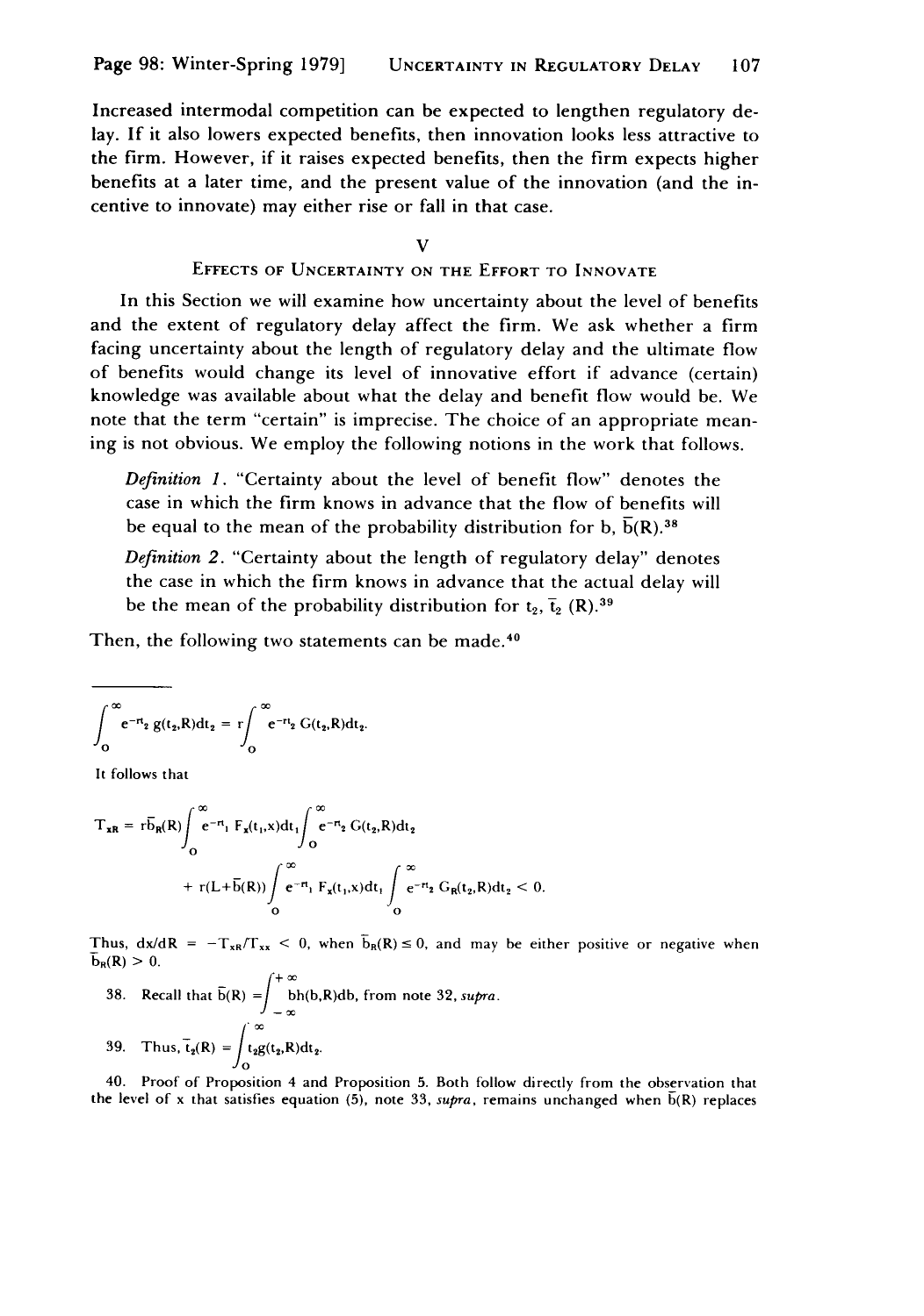Increased intermodal competition can be expected to lengthen regulatory delay. If it also lowers expected benefits, then innovation looks less attractive to the firm. However, if it raises expected benefits, then the firm expects higher benefits at a later time, and the present value of the innovation (and the incentive to innovate) may either rise or fall in that case.

## V

## Effects of Uncertainty on the Effort to Innovate

In this Section we will examine how uncertainty about the level of benefits and the extent of regulatory delay affect the firm. We ask whether a firm facing uncertainty about the length of regulatory delay and the ultimate flow of benefits would change its level of innovative effort if advance (certain) knowledge was available about what the delay and benefit flow would be. We note that the term "certain" is imprecise. The choice of an appropriate meaning is not obvious. We employ the following notions in the work that follows.

> *Definition 1*. "Certainty about the level of benefit flow" denotes the case in which the firm knows in advance that the flow of benefits will be equal to the mean of the probability distribution for b, $\bar{b}(R)$.[38]

> *Definition 2*. "Certainty about the length of regulatory delay" denotes the case in which the firm knows in advance that the actual delay will be the mean of the probability distribution for $t_2$, $\bar{t}_2(R)$.[39]

Then, the following two statements can be made.[40]

---

$$\int_0^\infty e^{-rt_2} g(t_2,R)dt_2 = r\int_0^\infty e^{-rt_2} G(t_2,R)dt_2.$$

It follows that

$$T_{xR} = r\bar{b}_R(R)\int_0^\infty e^{-rt_1} F_x(t_1,x)dt_1 \int_0^\infty e^{-rt_2} G(t_2,R)dt_2$$
$$+ r(L+\bar{b}(R))\int_0^\infty e^{-rt_1} F_x(t_1,x)dt_1 \int_0^\infty e^{-rt_2} G_R(t_2,R)dt_2 < 0.$$

Thus, $dx/dR = -T_{xR}/T_{xx} < 0$, when $\bar{b}_R(R) \leq 0$, and may be either positive or negative when $\bar{b}_R(R) > 0$.

38. Recall that $\bar{b}(R) = \int_{-\infty}^{+\infty} bh(b,R)db$, from note 32, *supra*.

39. Thus, $\bar{t}_2(R) = \int_0^\infty t_2 g(t_2,R)dt_2$.

40. Proof of Proposition 4 and Proposition 5. Both follow directly from the observation that the level of x that satisfies equation (5), note 33, *supra*, remains unchanged when $\bar{b}(R)$ replaces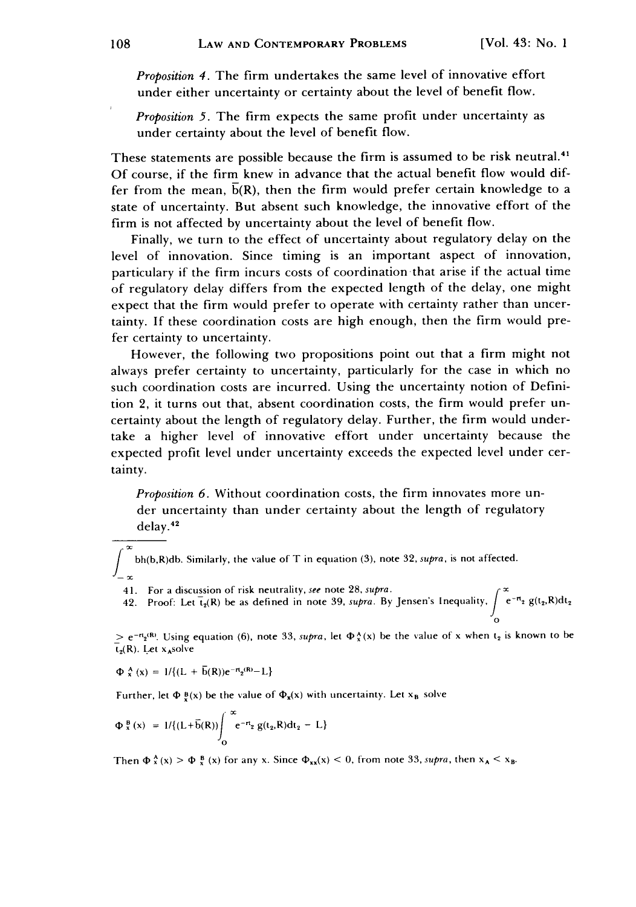*Proposition 4*. The firm undertakes the same level of innovative effort under either uncertainty or certainty about the level of benefit flow.

*Proposition 5*. The firm expects the same profit under uncertainty as under certainty about the level of benefit flow.

These statements are possible because the firm is assumed to be risk neutral.[41] Of course, if the firm knew in advance that the actual benefit flow would differ from the mean, $\bar{b}(R)$, then the firm would prefer certain knowledge to a state of uncertainty. But absent such knowledge, the innovative effort of the firm is not affected by uncertainty about the level of benefit flow.

Finally, we turn to the effect of uncertainty about regulatory delay on the level of innovation. Since timing is an important aspect of innovation, particulary if the firm incurs costs of coordination that arise if the actual time of regulatory delay differs from the expected length of the delay, one might expect that the firm would prefer to operate with certainty rather than uncertainty. If these coordination costs are high enough, then the firm would prefer certainty to uncertainty.

However, the following two propositions point out that a firm might not always prefer certainty to uncertainty, particularly for the case in which no such coordination costs are incurred. Using the uncertainty notion of Definition 2, it turns out that, absent coordination costs, the firm would prefer uncertainty about the length of regulatory delay. Further, the firm would undertake a higher level of innovative effort under uncertainty because the expected profit level under uncertainty exceeds the expected level under certainty.

*Proposition 6*. Without coordination costs, the firm innovates more under uncertainty than under certainty about the length of regulatory delay.[42]

---

$\int_{-\infty}^{\infty} bh(b,R)db$. Similarly, the value of T in equation (3), note 32, *supra*, is not affected.

41. For a discussion of risk neutrality, *see* note 28, *supra*.

42. Proof: Let $\bar{t}_2(R)$ be as defined in note 39, *supra*. By Jensen's Inequality, $\int_0^{\infty} e^{-rt_2} g(t_2,R)dt_2 \geq e^{-r\bar{t}_2(R)}$. Using equation (6), note 33, *supra*, let $\Phi_x^A(x)$ be the value of x when $t_2$ is known to be $\bar{t}_2(R)$. Let $x_A$ solve

$$\Phi_x^A(x) = 1/\{(L + \bar{b}(R))e^{-r\bar{t}_2(R)} - L\}$$

Further, let $\Phi_x^B(x)$ be the value of $\Phi_x(x)$ with uncertainty. Let $x_B$ solve

$$\Phi_x^B(x) = 1/\{(L+\bar{b}(R))\int_0^{\infty} e^{-rt_2} g(t_2,R)dt_2 - L\}$$

Then $\Phi_x^A(x) > \Phi_x^B(x)$ for any x. Since $\Phi_{xx}(x) < 0$, from note 33, *supra*, then $x_A < x_B$.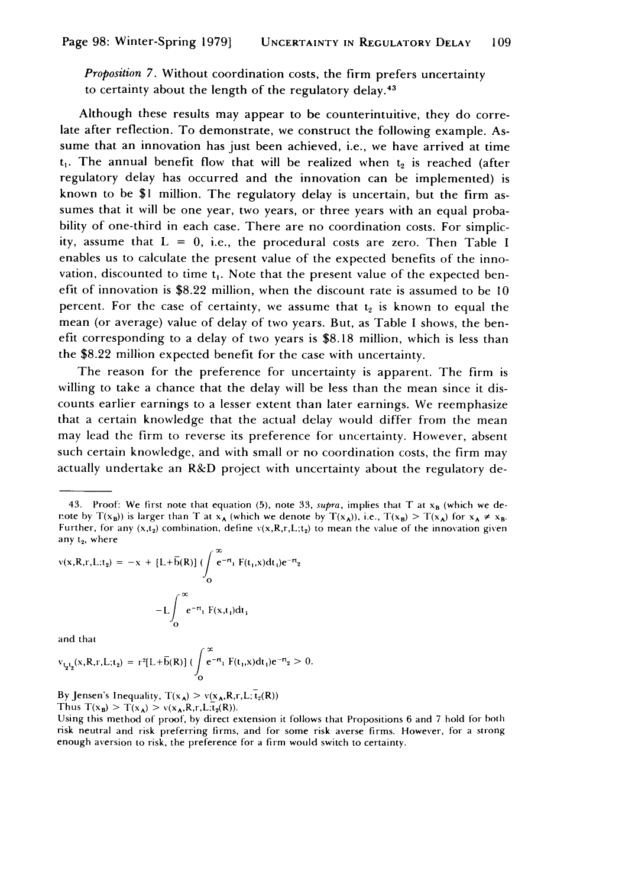*Proposition 7*. Without coordination costs, the firm prefers uncertainty to certainty about the length of the regulatory delay.[43]

Although these results may appear to be counterintuitive, they do correlate after reflection. To demonstrate, we construct the following example. Assume that an innovation has just been achieved, i.e., we have arrived at time $t_1$. The annual benefit flow that will be realized when $t_2$ is reached (after regulatory delay has occurred and the innovation can be implemented) is known to be $1 million. The regulatory delay is uncertain, but the firm assumes that it will be one year, two years, or three years with an equal probability of one-third in each case. There are no coordination costs. For simplicity, assume that $L = 0$, i.e., the procedural costs are zero. Then Table I enables us to calculate the present value of the expected benefits of the innovation, discounted to time $t_1$. Note that the present value of the expected benefit of innovation is $8.22 million, when the discount rate is assumed to be 10 percent. For the case of certainty, we assume that $t_2$ is known to equal the mean (or average) value of delay of two years. But, as Table I shows, the benefit corresponding to a delay of two years is $8.18 million, which is less than the $8.22 million expected benefit for the case with uncertainty.

The reason for the preference for uncertainty is apparent. The firm is willing to take a chance that the delay will be less than the mean since it discounts earlier earnings to a lesser extent than later earnings. We reemphasize that a certain knowledge that the actual delay would differ from the mean may lead the firm to reverse its preference for uncertainty. However, absent such certain knowledge, and with small or no coordination costs, the firm may actually undertake an R&D project with uncertainty about the regulatory de-

---

43. Proof: We first note that equation (5), note 33, *supra*, implies that T at $x_B$ (which we denote by $T(x_B)$) is larger than T at $x_A$ (which we denote by $T(x_A)$), i.e., $T(x_B) > T(x_A)$ for $x_A \neq x_B$. Further, for any $(x,t_2)$ combination, define $v(x,R,r,L;t_2)$ to mean the value of the innovation given any $t_2$, where

$$v(x,R,r,L;t_2) = -x + [L+\bar{b}(R)] \left( \int_0^\infty e^{-rt_1} F(t_1,x)dt_1 \right) e^{-rt_2}$$

$$-L \int_0^\infty e^{-rt_1} F(x,t_1)dt_1$$

and that

$$v_{t_2t_2}(x,R,r,L;t_2) = r^2[L+\bar{b}(R)] \left( \int_0^\infty e^{-rt_1} F(t_1,x)dt_1 \right) e^{-rt_2} > 0.$$

By Jensen's Inequality, $T(x_A) > v(x_A,R,r,L;\bar{t}_2(R))$

Thus $T(x_B) > T(x_A) > v(x_A,R,r,L;\bar{t}_2(R))$.

Using this method of proof, by direct extension it follows that Propositions 6 and 7 hold for both risk neutral and risk preferring firms, and for some risk averse firms. However, for a strong enough aversion to risk, the preference for a firm would switch to certainty.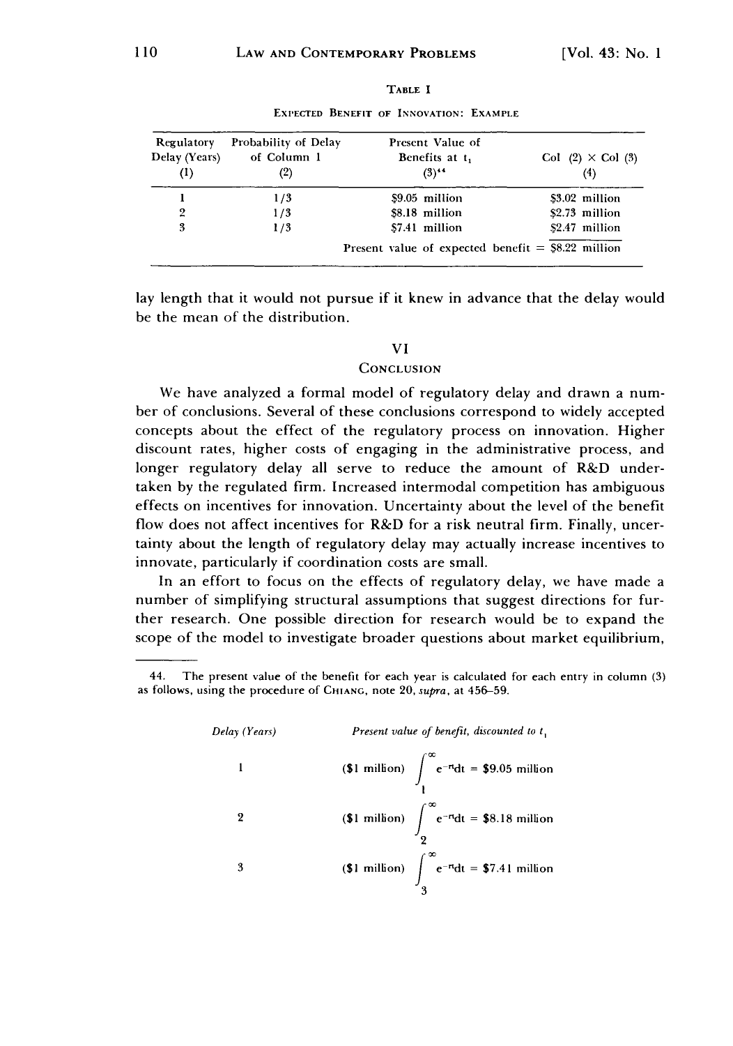TABLE I

EXPECTED BENEFIT OF INNOVATION: EXAMPLE

| Regulatory Delay (Years) (1) | Probability of Delay of Column 1 (2) | Present Value of Benefits at $t_1$ (3)[44] | Col (2) × Col (3) (4) |
|---|---|---|---|
| 1 | 1/3 | \$9.05 million | \$3.02 million |
| 2 | 1/3 | \$8.18 million | \$2.73 million |
| 3 | 1/3 | \$7.41 million | \$2.47 million |
| | | Present value of expected benefit = | \$8.22 million |

lay length that it would not pursue if it knew in advance that the delay would be the mean of the distribution.

## VI

## CONCLUSION

We have analyzed a formal model of regulatory delay and drawn a number of conclusions. Several of these conclusions correspond to widely accepted concepts about the effect of the regulatory process on innovation. Higher discount rates, higher costs of engaging in the administrative process, and longer regulatory delay all serve to reduce the amount of R&D undertaken by the regulated firm. Increased intermodal competition has ambiguous effects on incentives for innovation. Uncertainty about the level of the benefit flow does not affect incentives for R&D for a risk neutral firm. Finally, uncertainty about the length of regulatory delay may actually increase incentives to innovate, particularly if coordination costs are small.

In an effort to focus on the effects of regulatory delay, we have made a number of simplifying structural assumptions that suggest directions for further research. One possible direction for research would be to expand the scope of the model to investigate broader questions about market equilibrium,

---

44. The present value of the benefit for each year is calculated for each entry in column (3) as follows, using the procedure of CHIANG, note 20, *supra*, at 456–59.

| *Delay (Years)* | *Present value of benefit, discounted to $t_1$* |
|---|---|
| 1 | (\$1 million) $\int_{1}^{\infty} e^{-rt}dt$ = \$9.05 million |
| 2 | (\$1 million) $\int_{2}^{\infty} e^{-rt}dt$ = \$8.18 million |
| 3 | (\$1 million) $\int_{3}^{\infty} e^{-rt}dt$ = \$7.41 million |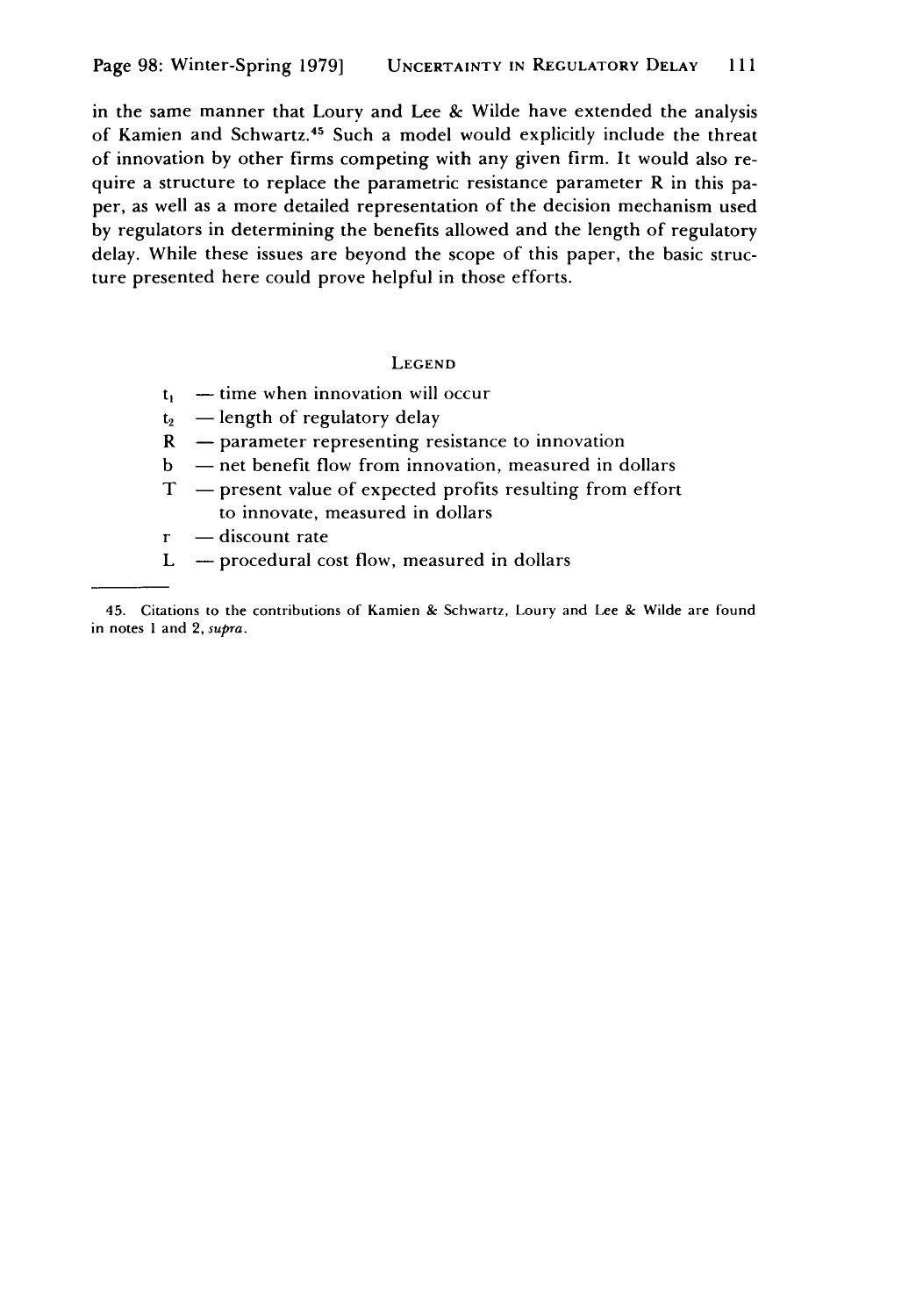in the same manner that Loury and Lee & Wilde have extended the analysis of Kamien and Schwartz.[45] Such a model would explicitly include the threat of innovation by other firms competing with any given firm. It would also require a structure to replace the parametric resistance parameter R in this paper, as well as a more detailed representation of the decision mechanism used by regulators in determining the benefits allowed and the length of regulatory delay. While these issues are beyond the scope of this paper, the basic structure presented here could prove helpful in those efforts.

## LEGEND

- $t_1$ — time when innovation will occur
- $t_2$ — length of regulatory delay
- $R$ — parameter representing resistance to innovation
- $b$ — net benefit flow from innovation, measured in dollars
- $T$ — present value of expected profits resulting from effort to innovate, measured in dollars
- $r$ — discount rate
- $L$ — procedural cost flow, measured in dollars

---

45. Citations to the contributions of Kamien & Schwartz, Loury and Lee & Wilde are found in notes 1 and 2, *supra*.